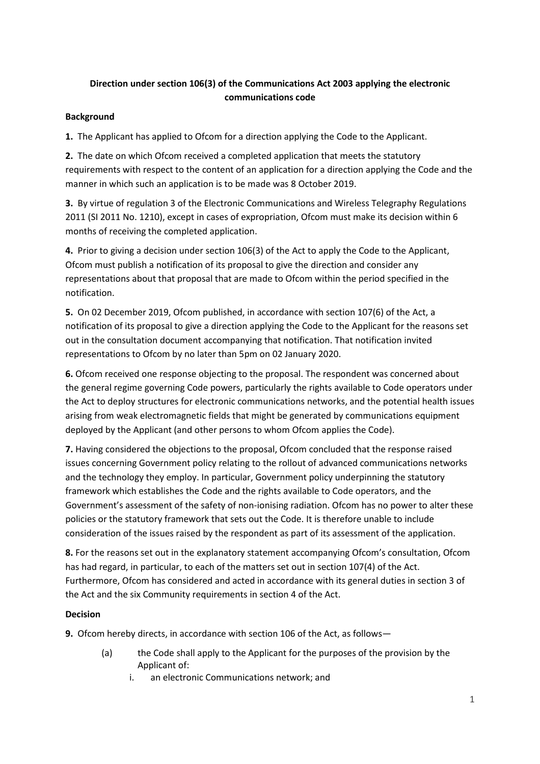**Direction under section 106(3) of the Communications Act 2003 applying the electronic communications code**

**Background**

**1.** The Applicant has applied to Ofcom for a direction applying the Code to the Applicant.

**2.** The date on which Ofcom received a completed application that meets the statutory requirements with respect to the content of an application for a direction applying the Code and the manner in which such an application is to be made was 8 October 2019.

**3.** By virtue of regulation 3 of the Electronic Communications and Wireless Telegraphy Regulations 2011 (SI 2011 No. 1210), except in cases of expropriation, Ofcom must make its decision within 6 months of receiving the completed application.

**4.** Prior to giving a decision under section 106(3) of the Act to apply the Code to the Applicant, Ofcom must publish a notification of its proposal to give the direction and consider any representations about that proposal that are made to Ofcom within the period specified in the notification.

**5.** On 02 December 2019, Ofcom published, in accordance with section 107(6) of the Act, a notification of its proposal to give a direction applying the Code to the Applicant for the reasons set out in the consultation document accompanying that notification. That notification invited representations to Ofcom by no later than 5pm on 02 January 2020.

**6.** Ofcom received one response objecting to the proposal. The respondent was concerned about the general regime governing Code powers, particularly the rights available to Code operators under the Act to deploy structures for electronic communications networks, and the potential health issues arising from weak electromagnetic fields that might be generated by communications equipment deployed by the Applicant (and other persons to whom Ofcom applies the Code).

**7.** Having considered the objections to the proposal, Ofcom concluded that the response raised issues concerning Government policy relating to the rollout of advanced communications networks and the technology they employ. In particular, Government policy underpinning the statutory framework which establishes the Code and the rights available to Code operators, and the Government's assessment of the safety of non-ionising radiation. Ofcom has no power to alter these policies or the statutory framework that sets out the Code. It is therefore unable to include consideration of the issues raised by the respondent as part of its assessment of the application.

**8.** For the reasons set out in the explanatory statement accompanying Ofcom's consultation, Ofcom has had regard, in particular, to each of the matters set out in section 107(4) of the Act. Furthermore, Ofcom has considered and acted in accordance with its general duties in section 3 of the Act and the six Community requirements in section 4 of the Act.

**Decision**

**9.** Ofcom hereby directs, in accordance with section 106 of the Act, as follows—

(a) the Code shall apply to the Applicant for the purposes of the provision by the Applicant of:

i. an electronic Communications network; and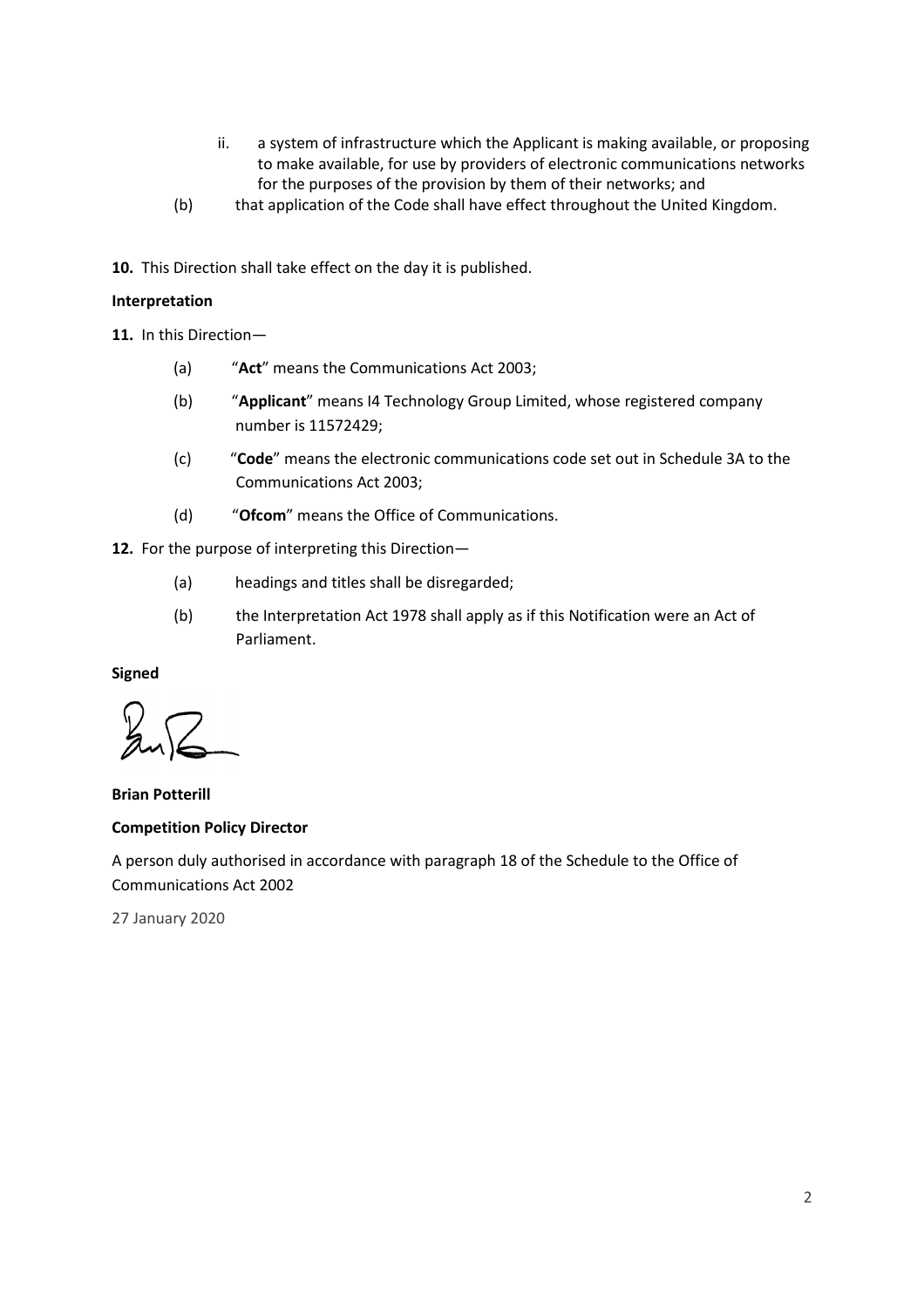ii. a system of infrastructure which the Applicant is making available, or proposing to make available, for use by providers of electronic communications networks for the purposes of the provision by them of their networks; and

(b) that application of the Code shall have effect throughout the United Kingdom.

**10.** This Direction shall take effect on the day it is published.

**Interpretation**

**11.** In this Direction—

(a) "**Act**" means the Communications Act 2003;

(b) "**Applicant**" means I4 Technology Group Limited, whose registered company number is 11572429;

(c) "**Code**" means the electronic communications code set out in Schedule 3A to the Communications Act 2003;

(d) "**Ofcom**" means the Office of Communications.

**12.** For the purpose of interpreting this Direction—

(a) headings and titles shall be disregarded;

(b) the Interpretation Act 1978 shall apply as if this Notification were an Act of Parliament.

**Signed**

**Brian Potterill**

**Competition Policy Director**

A person duly authorised in accordance with paragraph 18 of the Schedule to the Office of Communications Act 2002

27 January 2020